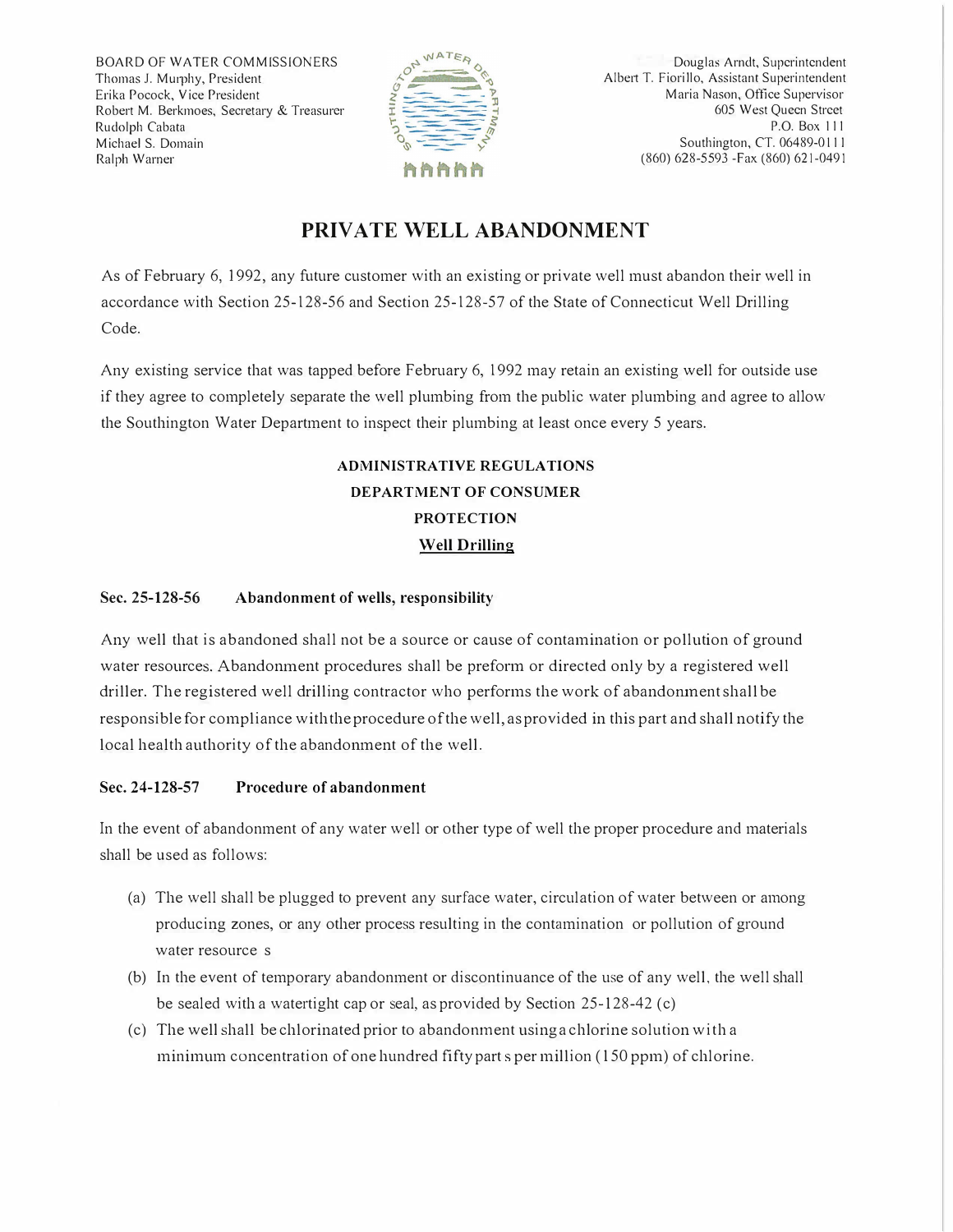BOARD OF WATER COMMISSIONERS
Thomas J. Murphy, President
Erika Pocock, Vice President
Robert M. Berkmoes, Secretary & Treasurer
Rudolph Cabata
Michael S. Domain
Ralph Warner

Douglas Arndt, Superintendent
Albert T. Fiorillo, Assistant Superintendent
Maria Nason, Office Supervisor
605 West Queen Street
P.O. Box 111
Southington, CT. 06489-0111
(860) 628-5593 -Fax (860) 621-0491

# PRIVATE WELL ABANDONMENT

As of February 6, 1992, any future customer with an existing or private well must abandon their well in accordance with Section 25-128-56 and Section 25-128-57 of the State of Connecticut Well Drilling Code.

Any existing service that was tapped before February 6, 1992 may retain an existing well for outside use if they agree to completely separate the well plumbing from the public water plumbing and agree to allow the Southington Water Department to inspect their plumbing at least once every 5 years.

**ADMINISTRATIVE REGULATIONS**
**DEPARTMENT OF CONSUMER**
**PROTECTION**
**Well Drilling**

### Sec. 25-128-56 Abandonment of wells, responsibility

Any well that is abandoned shall not be a source or cause of contamination or pollution of ground water resources. Abandonment procedures shall be preform or directed only by a registered well driller. The registered well drilling contractor who performs the work of abandonment shall be responsible for compliance with the procedure of the well, as provided in this part and shall notify the local health authority of the abandonment of the well.

### Sec. 24-128-57 Procedure of abandonment

In the event of abandonment of any water well or other type of well the proper procedure and materials shall be used as follows:

(a) The well shall be plugged to prevent any surface water, circulation of water between or among producing zones, or any other process resulting in the contamination or pollution of ground water resource s

(b) In the event of temporary abandonment or discontinuance of the use of any well, the well shall be sealed with a watertight cap or seal, as provided by Section 25-128-42 (c)

(c) The well shall be chlorinated prior to abandonment using a chlorine solution with a minimum concentration of one hundred fifty part s per million (150 ppm) of chlorine.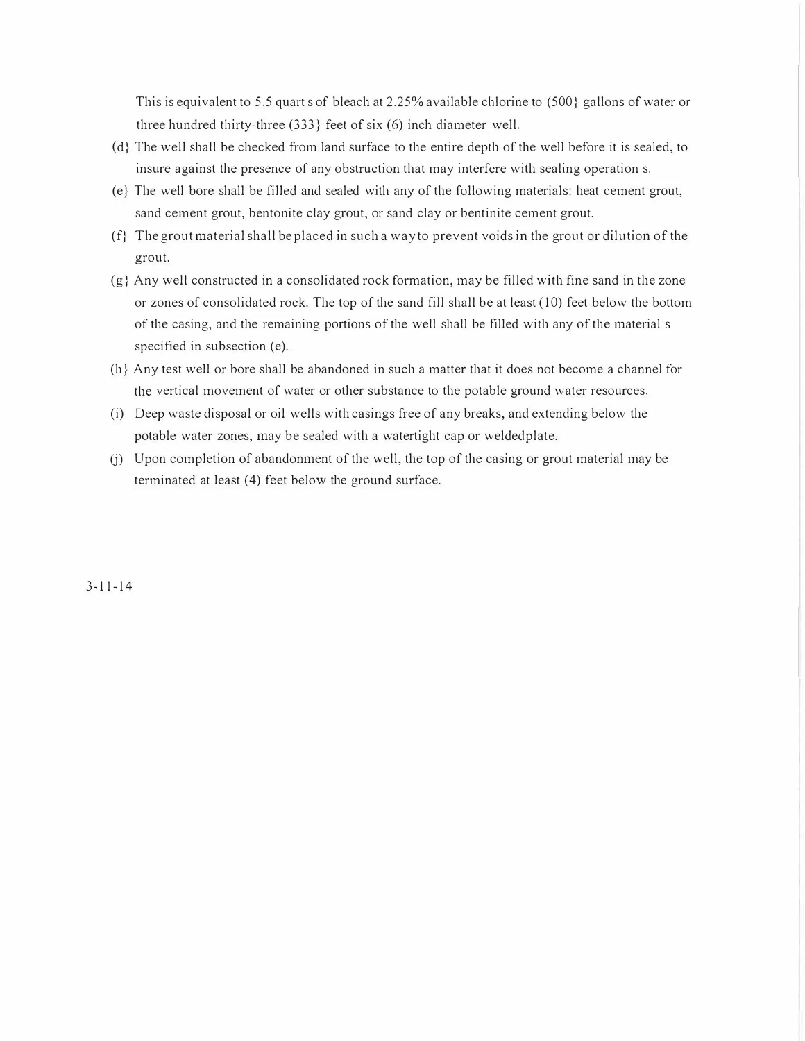This is equivalent to 5.5 quart s of bleach at 2.25% available chlorine to (500} gallons of water or three hundred thirty-three (333} feet of six (6) inch diameter well.

(d} The well shall be checked from land surface to the entire depth of the well before it is sealed, to insure against the presence of any obstruction that may interfere with sealing operation s.

(e} The well bore shall be filled and sealed with any of the following materials: heat cement grout, sand cement grout, bentonite clay grout, or sand clay or bentinite cement grout.

(f} The grout material shall be placed in such a way to prevent voids in the grout or dilution of the grout.

(g} Any well constructed in a consolidated rock formation, may be filled with fine sand in the zone or zones of consolidated rock. The top of the sand fill shall be at least (10) feet below the bottom of the casing, and the remaining portions of the well shall be filled with any of the material s specified in subsection (e).

(h} Any test well or bore shall be abandoned in such a matter that it does not become a channel for the vertical movement of water or other substance to the potable ground water resources.

(i) Deep waste disposal or oil wells with casings free of any breaks, and extending below the potable water zones, may be sealed with a watertight cap or weldedplate.

(j) Upon completion of abandonment of the well, the top of the casing or grout material may be terminated at least (4) feet below the ground surface.

3-11-14